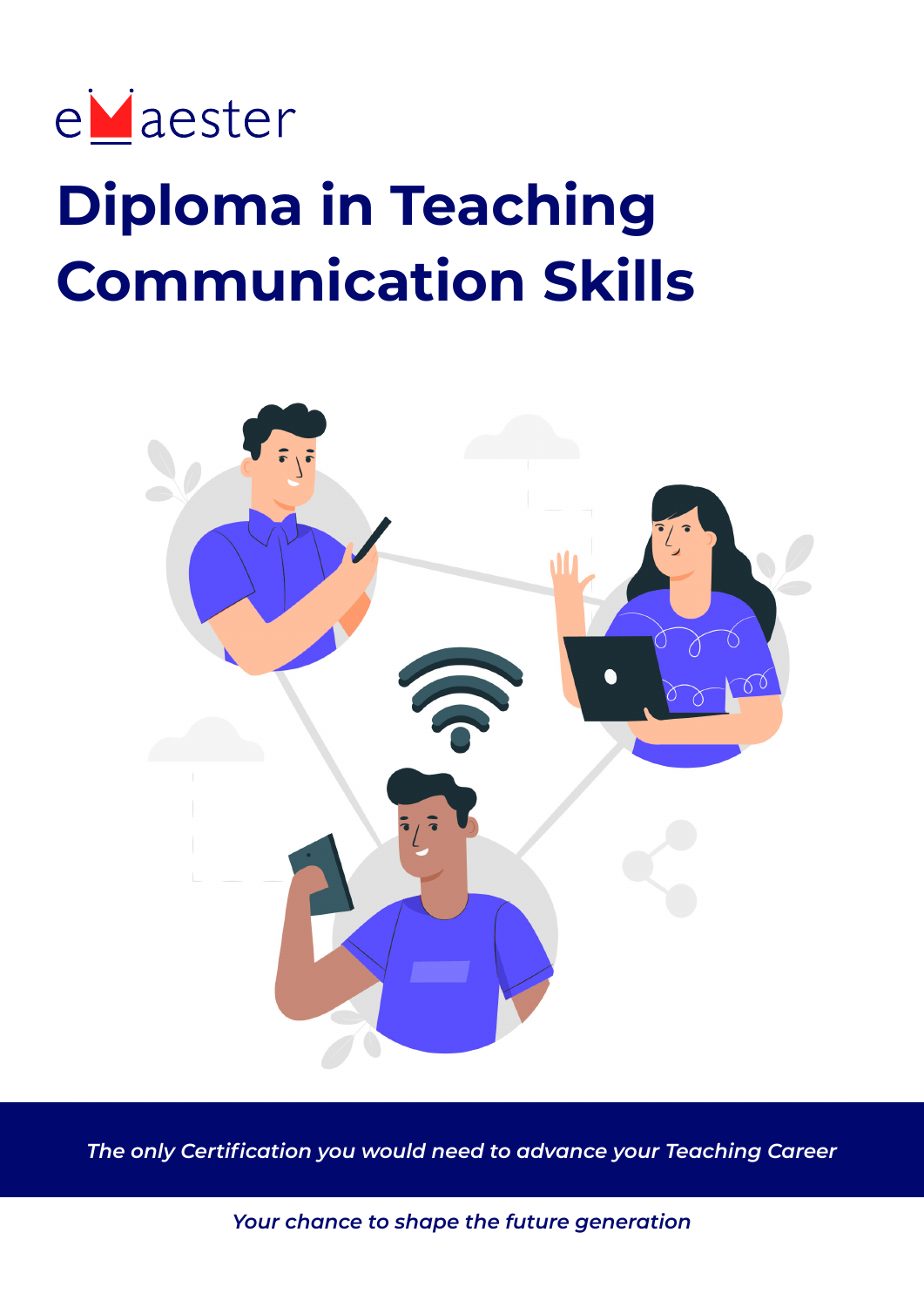eMaester

# Diploma in Teaching Communication Skills

*The only Certification you would need to advance your Teaching Career*

*Your chance to shape the future generation*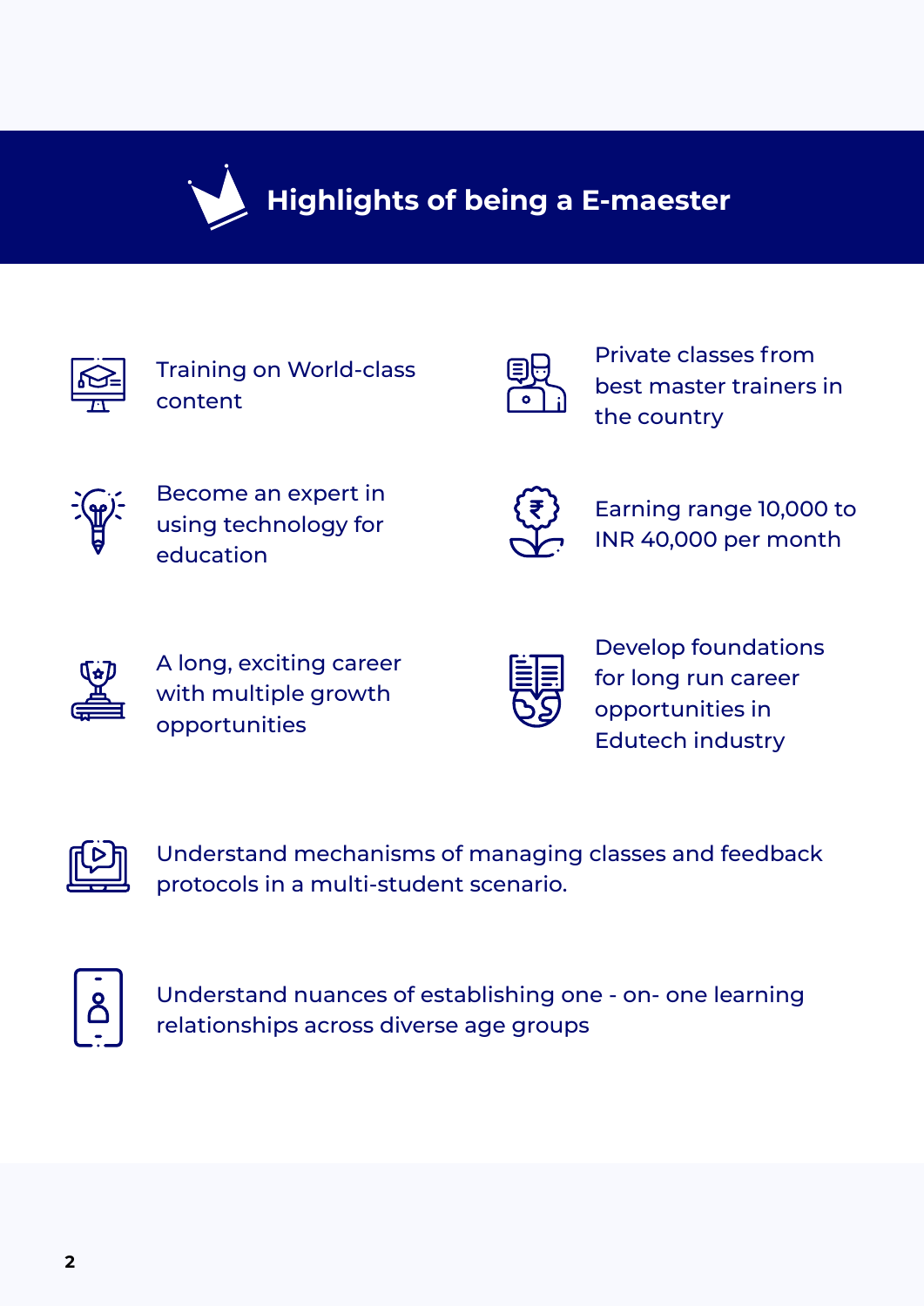## Highlights of being a E-maester

- Training on World-class content
- Private classes from best master trainers in the country
- Become an expert in using technology for education
- Earning range 10,000 to INR 40,000 per month
- A long, exciting career with multiple growth opportunities
- Develop foundations for long run career opportunities in Edutech industry
- Understand mechanisms of managing classes and feedback protocols in a multi-student scenario.
- Understand nuances of establishing one - on- one learning relationships across diverse age groups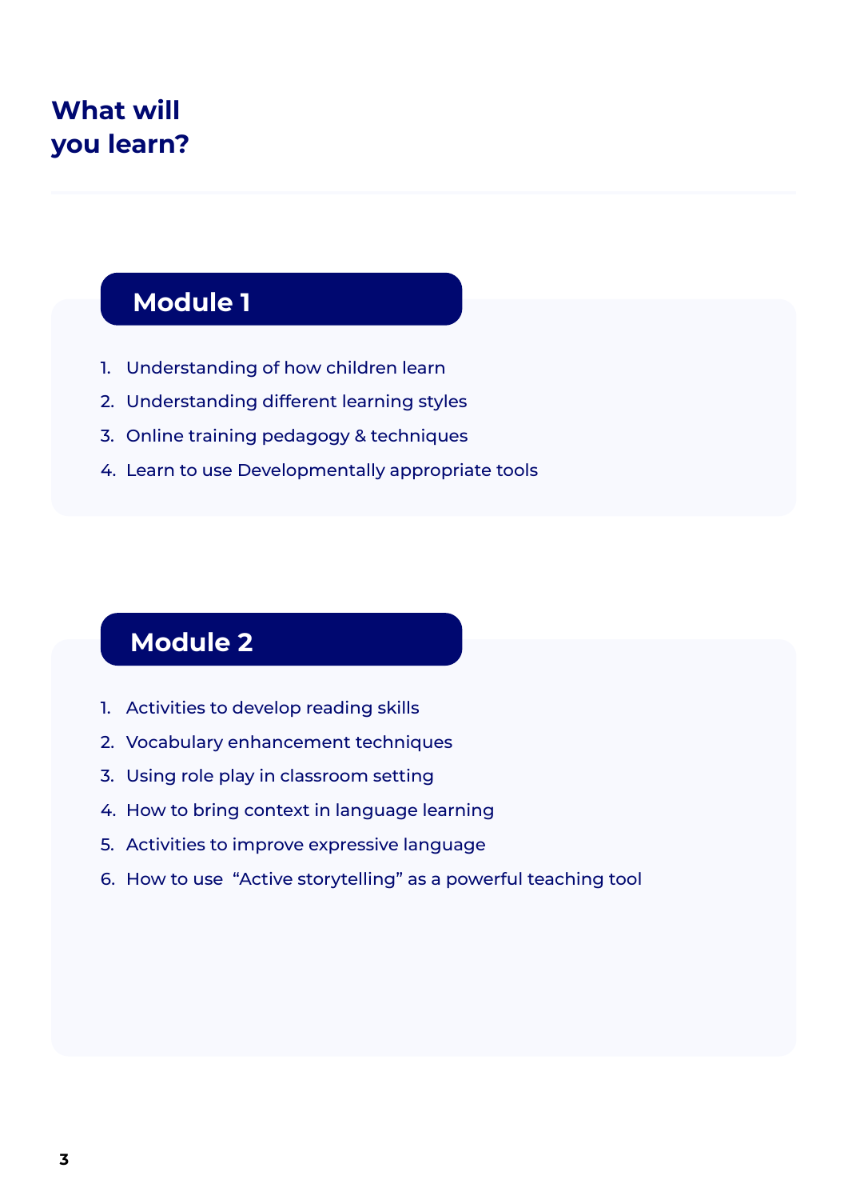# What will you learn?

## Module 1

1. Understanding of how children learn
2. Understanding different learning styles
3. Online training pedagogy & techniques
4. Learn to use Developmentally appropriate tools

## Module 2

1. Activities to develop reading skills
2. Vocabulary enhancement techniques
3. Using role play in classroom setting
4. How to bring context in language learning
5. Activities to improve expressive language
6. How to use "Active storytelling" as a powerful teaching tool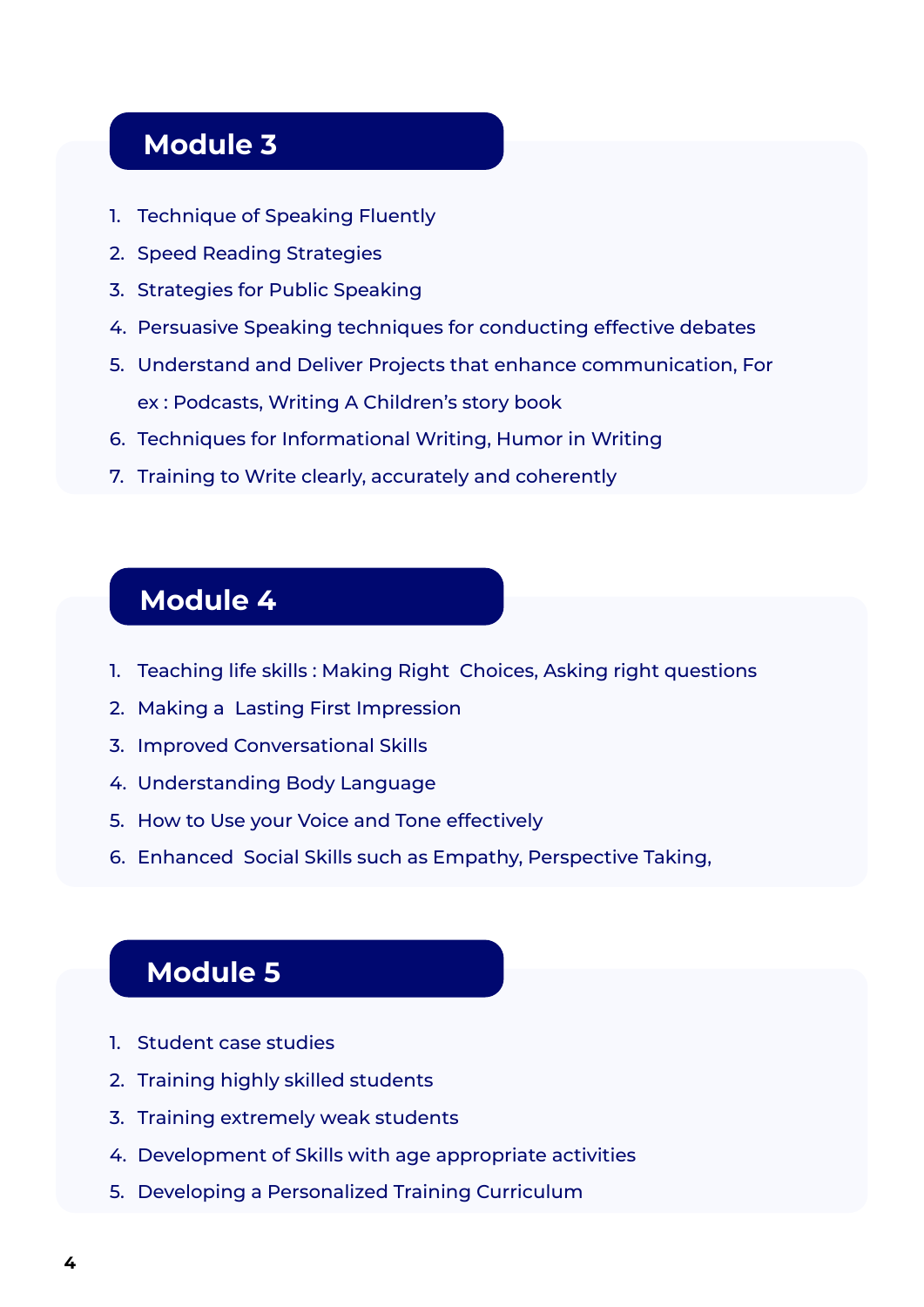## Module 3

1. Technique of Speaking Fluently
2. Speed Reading Strategies
3. Strategies for Public Speaking
4. Persuasive Speaking techniques for conducting effective debates
5. Understand and Deliver Projects that enhance communication, For ex : Podcasts, Writing A Children's story book
6. Techniques for Informational Writing, Humor in Writing
7. Training to Write clearly, accurately and coherently

## Module 4

1. Teaching life skills : Making Right Choices, Asking right questions
2. Making a Lasting First Impression
3. Improved Conversational Skills
4. Understanding Body Language
5. How to Use your Voice and Tone effectively
6. Enhanced Social Skills such as Empathy, Perspective Taking,

## Module 5

1. Student case studies
2. Training highly skilled students
3. Training extremely weak students
4. Development of Skills with age appropriate activities
5. Developing a Personalized Training Curriculum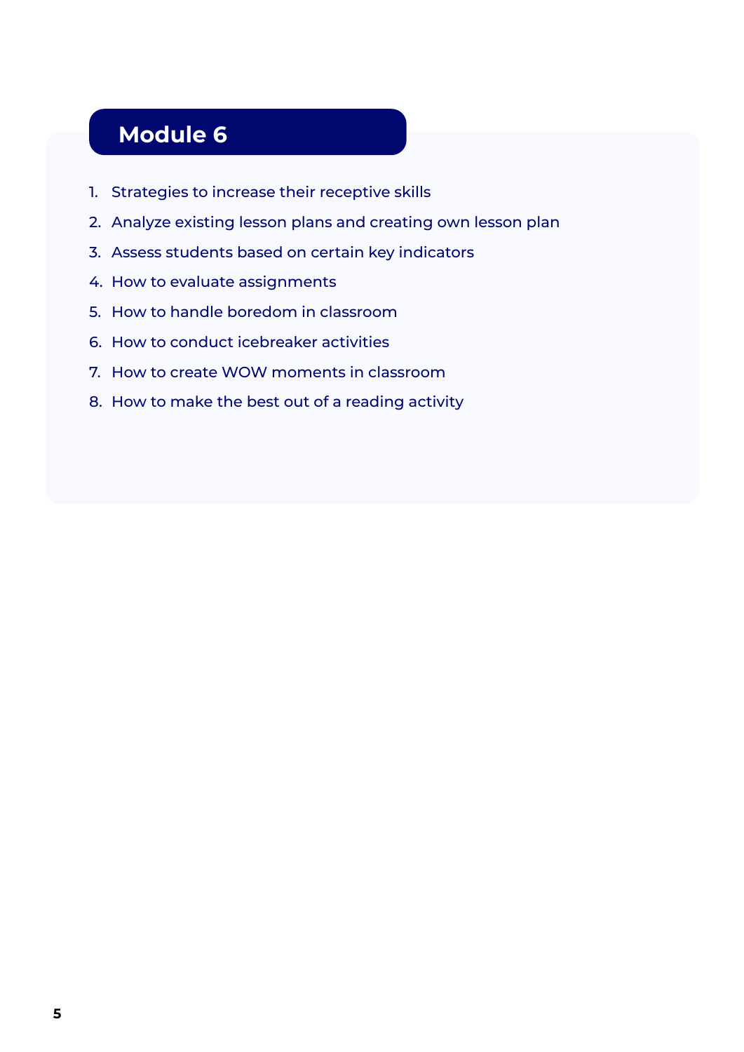## Module 6

1. Strategies to increase their receptive skills
2. Analyze existing lesson plans and creating own lesson plan
3. Assess students based on certain key indicators
4. How to evaluate assignments
5. How to handle boredom in classroom
6. How to conduct icebreaker activities
7. How to create WOW moments in classroom
8. How to make the best out of a reading activity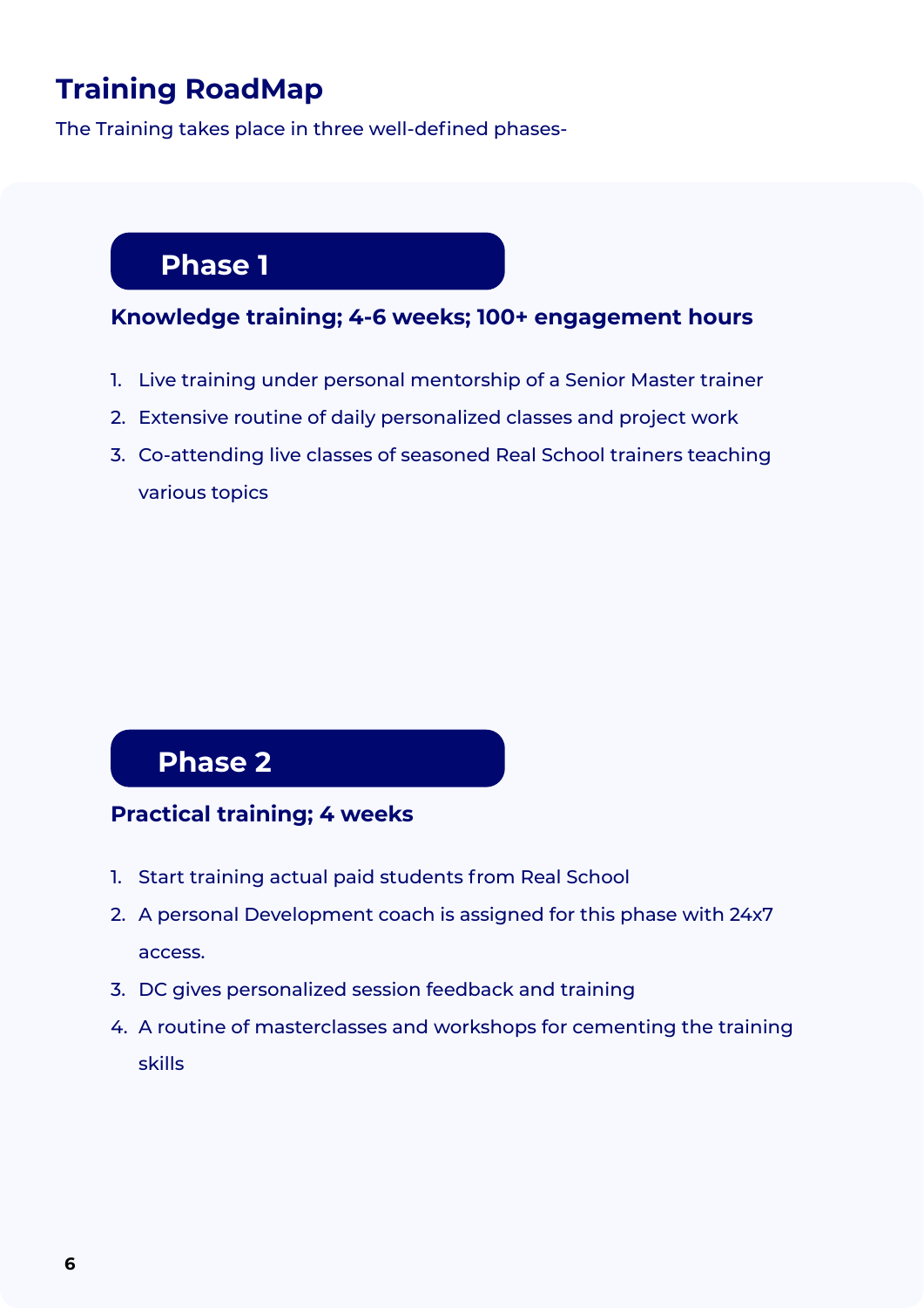# Training RoadMap

The Training takes place in three well-defined phases-

## Phase 1

**Knowledge training; 4-6 weeks; 100+ engagement hours**

1. Live training under personal mentorship of a Senior Master trainer
2. Extensive routine of daily personalized classes and project work
3. Co-attending live classes of seasoned Real School trainers teaching various topics

## Phase 2

**Practical training; 4 weeks**

1. Start training actual paid students from Real School
2. A personal Development coach is assigned for this phase with 24x7 access.
3. DC gives personalized session feedback and training
4. A routine of masterclasses and workshops for cementing the training skills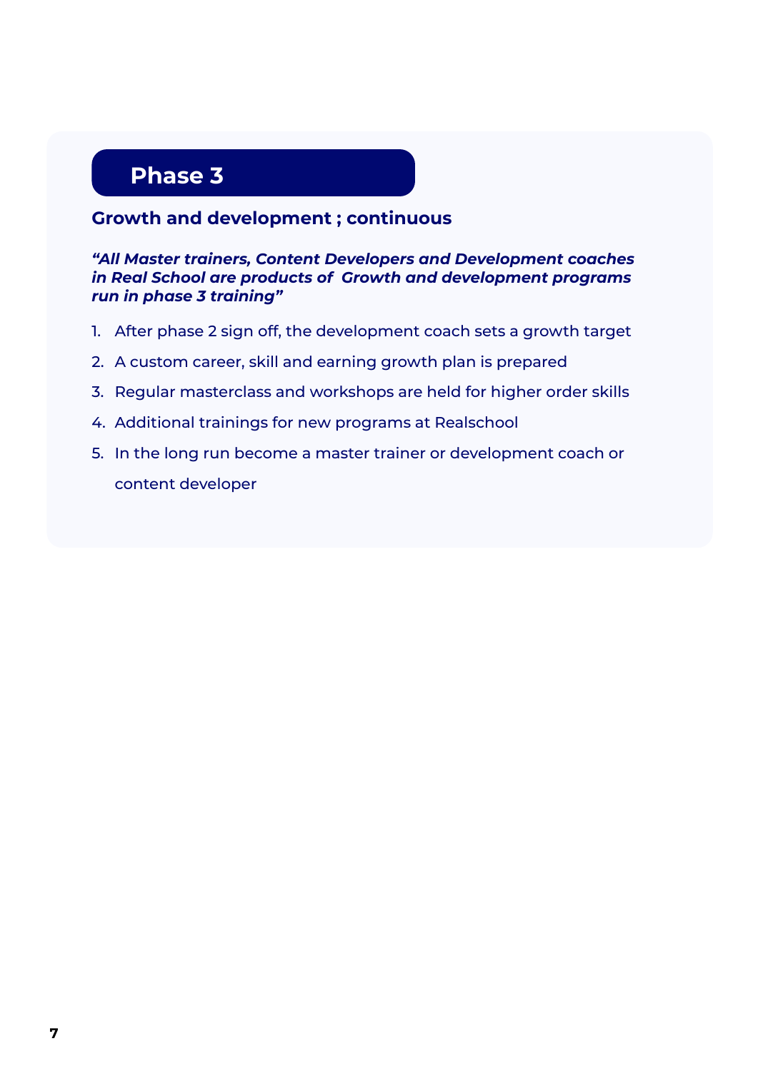## Phase 3

### Growth and development ; continuous

***"All Master trainers, Content Developers and Development coaches in Real School are products of Growth and development programs run in phase 3 training"***

1. After phase 2 sign off, the development coach sets a growth target
2. A custom career, skill and earning growth plan is prepared
3. Regular masterclass and workshops are held for higher order skills
4. Additional trainings for new programs at Realschool
5. In the long run become a master trainer or development coach or content developer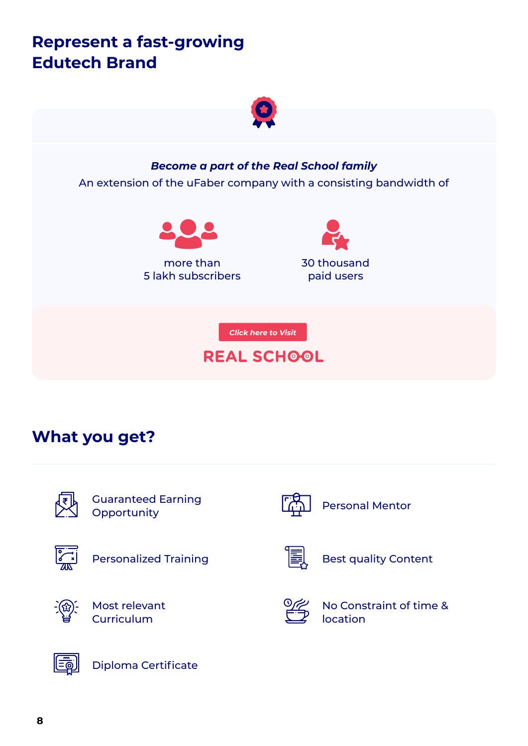# Represent a fast-growing Edutech Brand

***Become a part of the Real School family***

An extension of the uFaber company with a consisting bandwidth of

more than
5 lakh subscribers

30 thousand
paid users

*Click here to Visit*

REAL SCHOOL

## What you get?

- Guaranteed Earning Opportunity
- Personal Mentor
- Personalized Training
- Best quality Content
- Most relevant Curriculum
- No Constraint of time & location
- Diploma Certificate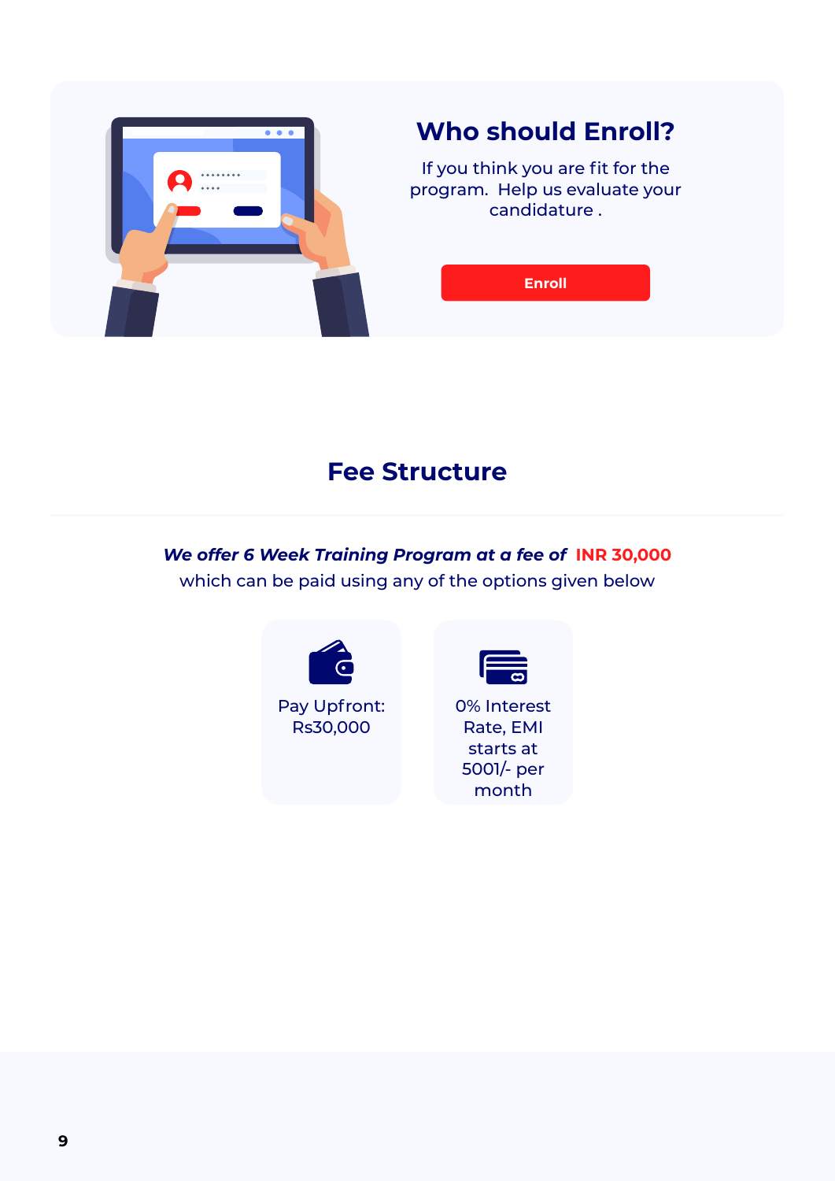## Who should Enroll?

If you think you are fit for the program. Help us evaluate your candidature .

Enroll

## Fee Structure

***We offer 6 Week Training Program at a fee of*** **INR 30,000** which can be paid using any of the options given below

Pay Upfront: Rs30,000

0% Interest Rate, EMI starts at 5001/- per month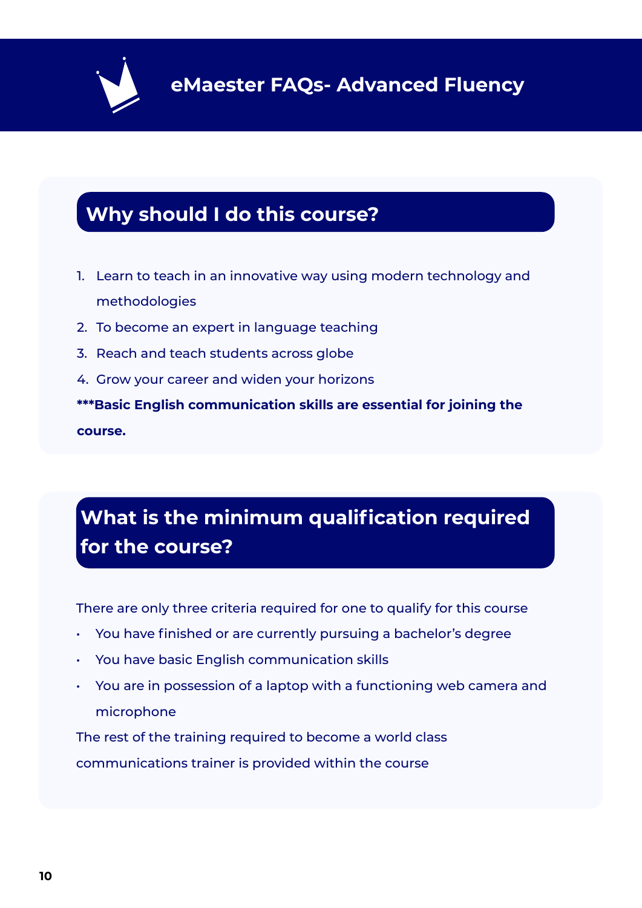# eMaester FAQs- Advanced Fluency

## Why should I do this course?

1. Learn to teach in an innovative way using modern technology and methodologies
2. To become an expert in language teaching
3. Reach and teach students across globe
4. Grow your career and widen your horizons

**\*\*\*Basic English communication skills are essential for joining the course.**

## What is the minimum qualification required for the course?

There are only three criteria required for one to qualify for this course

- You have finished or are currently pursuing a bachelor's degree
- You have basic English communication skills
- You are in possession of a laptop with a functioning web camera and microphone

The rest of the training required to become a world class communications trainer is provided within the course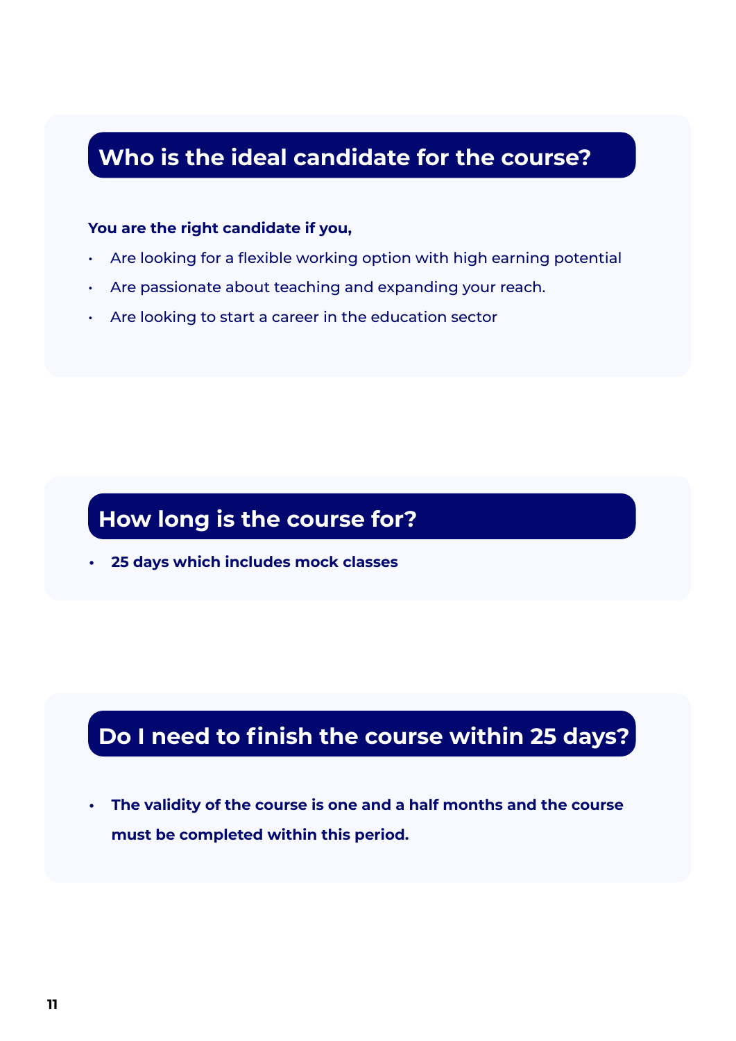## Who is the ideal candidate for the course?

**You are the right candidate if you,**

- Are looking for a flexible working option with high earning potential
- Are passionate about teaching and expanding your reach.
- Are looking to start a career in the education sector

## How long is the course for?

- **25 days which includes mock classes**

## Do I need to finish the course within 25 days?

- **The validity of the course is one and a half months and the course must be completed within this period.**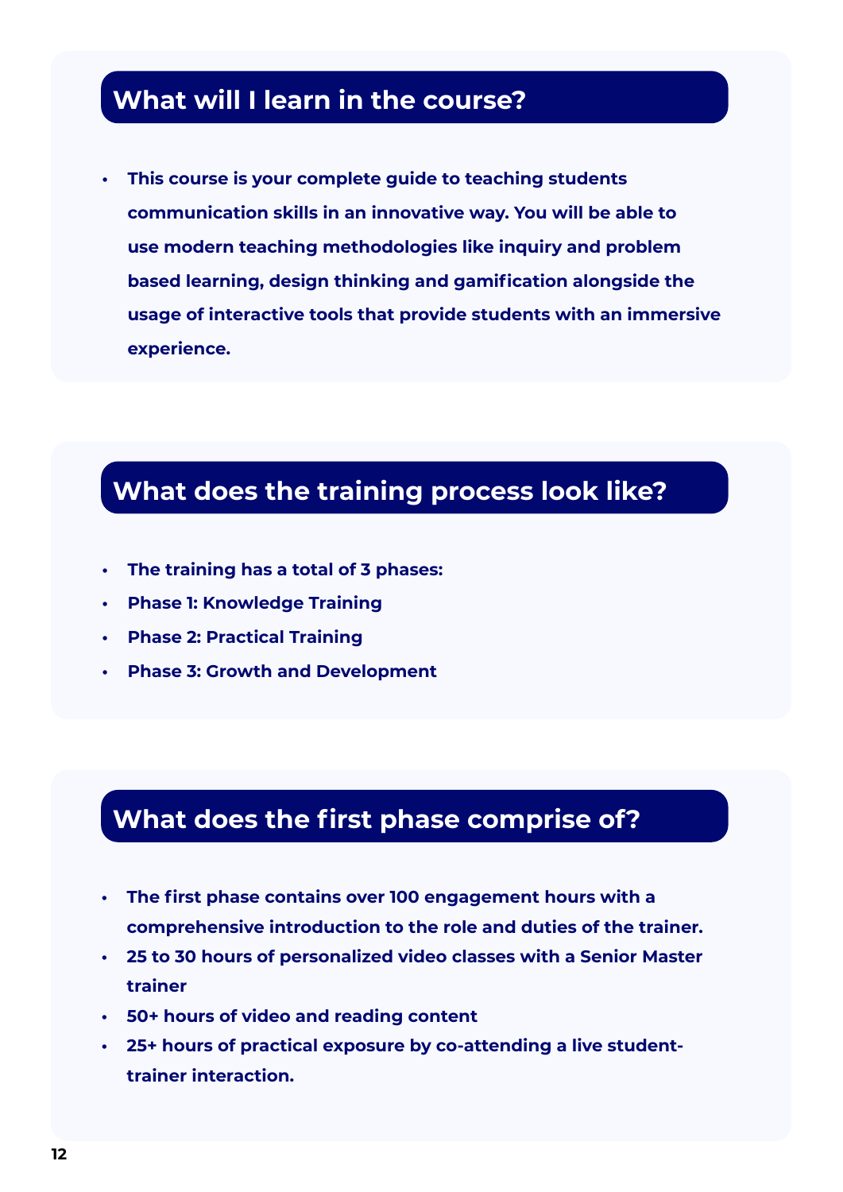## What will I learn in the course?

- **This course is your complete guide to teaching students communication skills in an innovative way. You will be able to use modern teaching methodologies like inquiry and problem based learning, design thinking and gamification alongside the usage of interactive tools that provide students with an immersive experience.**

## What does the training process look like?

- **The training has a total of 3 phases:**
- **Phase 1: Knowledge Training**
- **Phase 2: Practical Training**
- **Phase 3: Growth and Development**

## What does the first phase comprise of?

- **The first phase contains over 100 engagement hours with a comprehensive introduction to the role and duties of the trainer.**
- **25 to 30 hours of personalized video classes with a Senior Master trainer**
- **50+ hours of video and reading content**
- **25+ hours of practical exposure by co-attending a live student-trainer interaction.**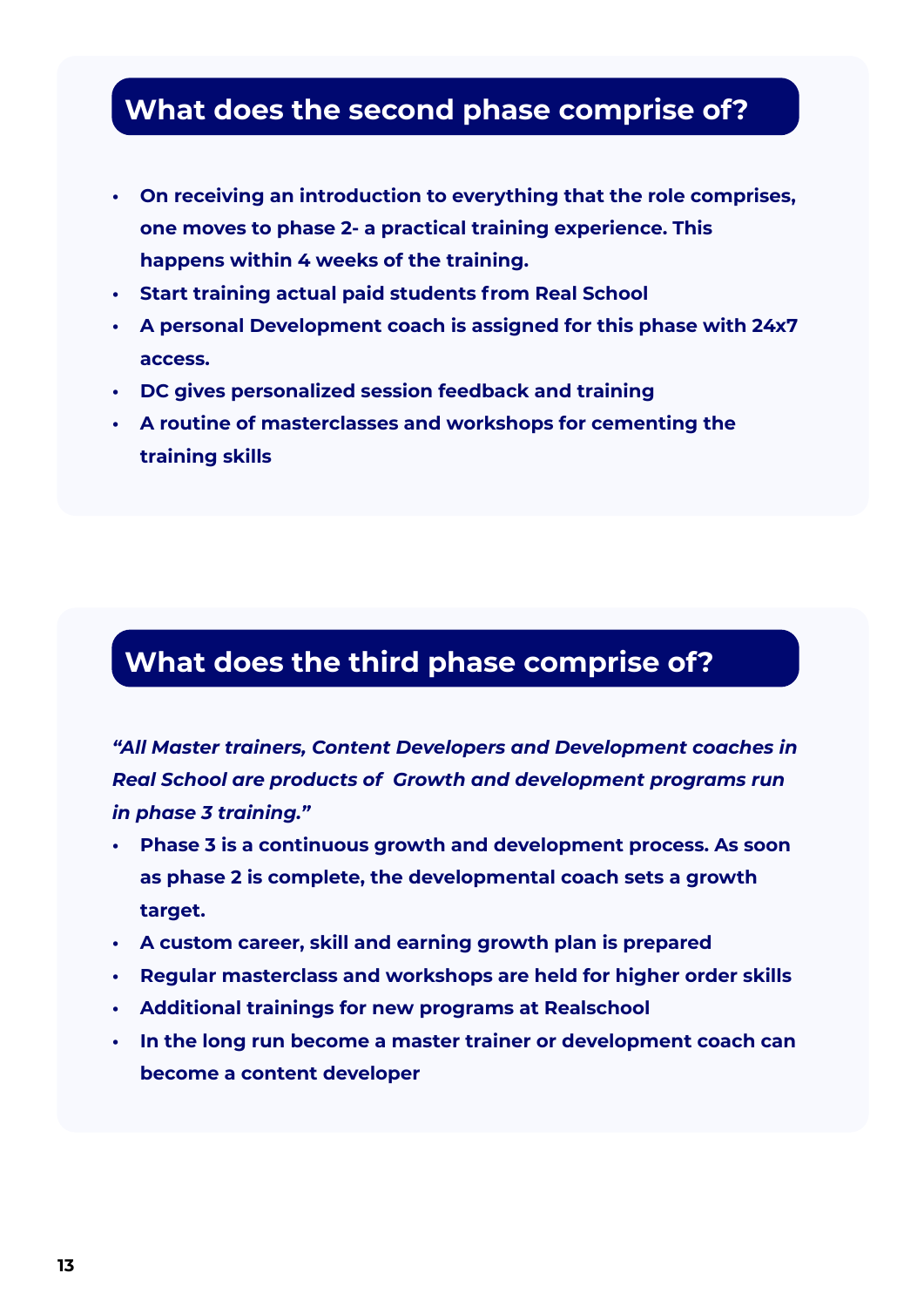## What does the second phase comprise of?

- **On receiving an introduction to everything that the role comprises, one moves to phase 2- a practical training experience. This happens within 4 weeks of the training.**
- **Start training actual paid students from Real School**
- **A personal Development coach is assigned for this phase with 24x7 access.**
- **DC gives personalized session feedback and training**
- **A routine of masterclasses and workshops for cementing the training skills**

## What does the third phase comprise of?

***"All Master trainers, Content Developers and Development coaches in Real School are products of Growth and development programs run in phase 3 training."***

- **Phase 3 is a continuous growth and development process. As soon as phase 2 is complete, the developmental coach sets a growth target.**
- **A custom career, skill and earning growth plan is prepared**
- **Regular masterclass and workshops are held for higher order skills**
- **Additional trainings for new programs at Realschool**
- **In the long run become a master trainer or development coach can become a content developer**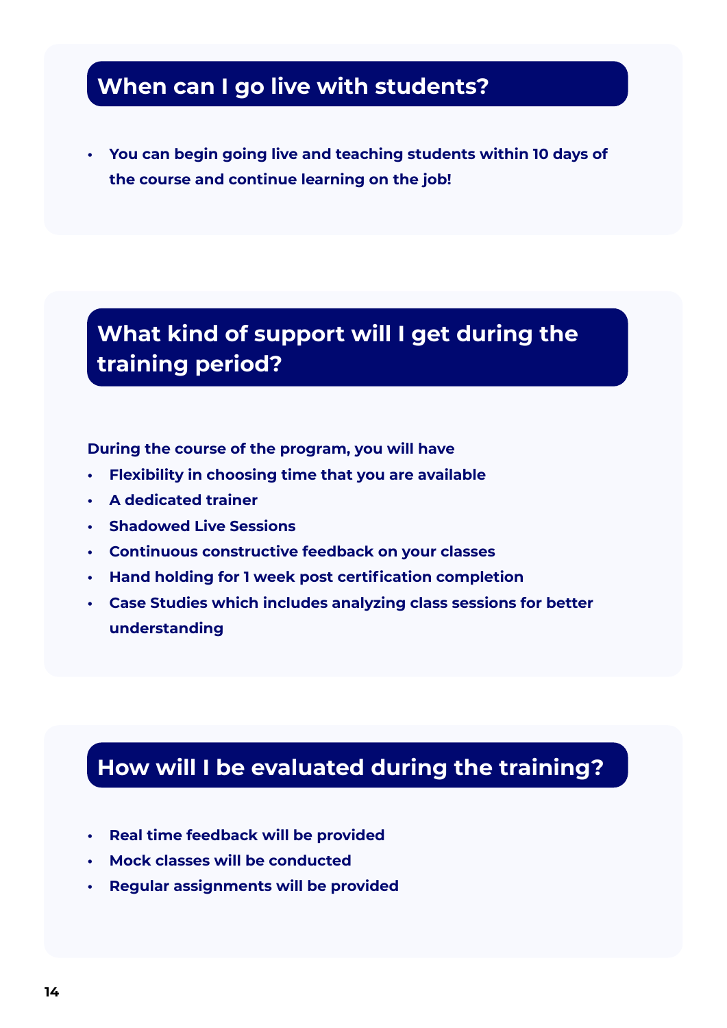## When can I go live with students?

- You can begin going live and teaching students within 10 days of the course and continue learning on the job!

## What kind of support will I get during the training period?

During the course of the program, you will have

- Flexibility in choosing time that you are available
- A dedicated trainer
- Shadowed Live Sessions
- Continuous constructive feedback on your classes
- Hand holding for 1 week post certification completion
- Case Studies which includes analyzing class sessions for better understanding

## How will I be evaluated during the training?

- Real time feedback will be provided
- Mock classes will be conducted
- Regular assignments will be provided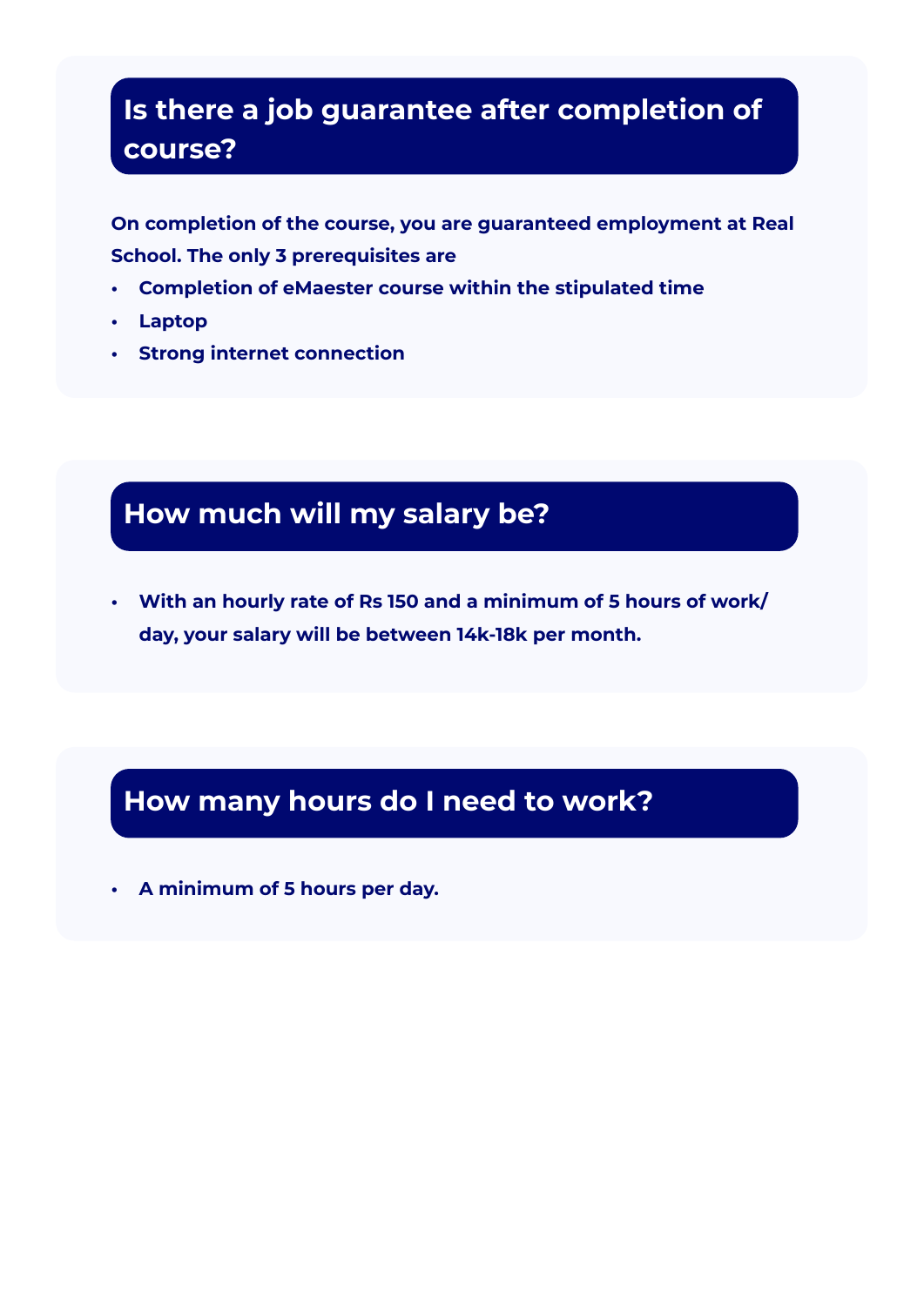## Is there a job guarantee after completion of course?

**On completion of the course, you are guaranteed employment at Real School. The only 3 prerequisites are**

- **Completion of eMaester course within the stipulated time**
- **Laptop**
- **Strong internet connection**

## How much will my salary be?

- **With an hourly rate of Rs 150 and a minimum of 5 hours of work/ day, your salary will be between 14k-18k per month.**

## How many hours do I need to work?

- **A minimum of 5 hours per day.**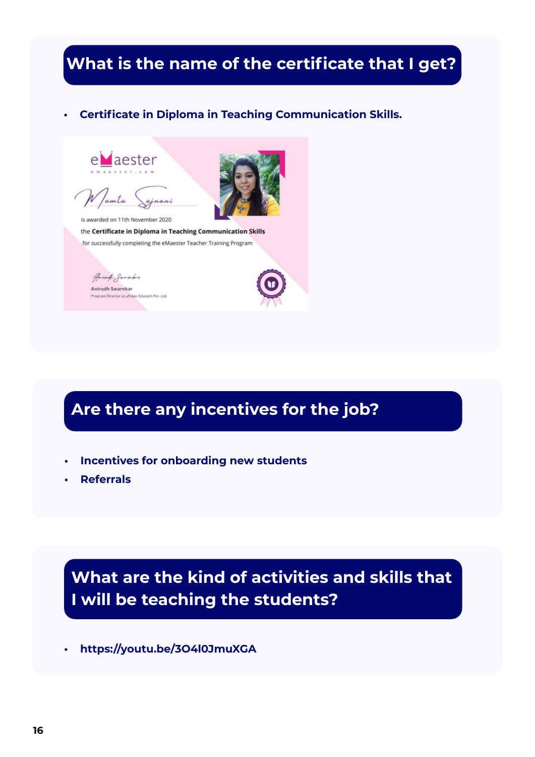## What is the name of the certificate that I get?

- **Certificate in Diploma in Teaching Communication Skills.**

## Are there any incentives for the job?

- **Incentives for onboarding new students**
- **Referrals**

## What are the kind of activities and skills that I will be teaching the students?

- **https://youtu.be/3O4l0JmuXGA**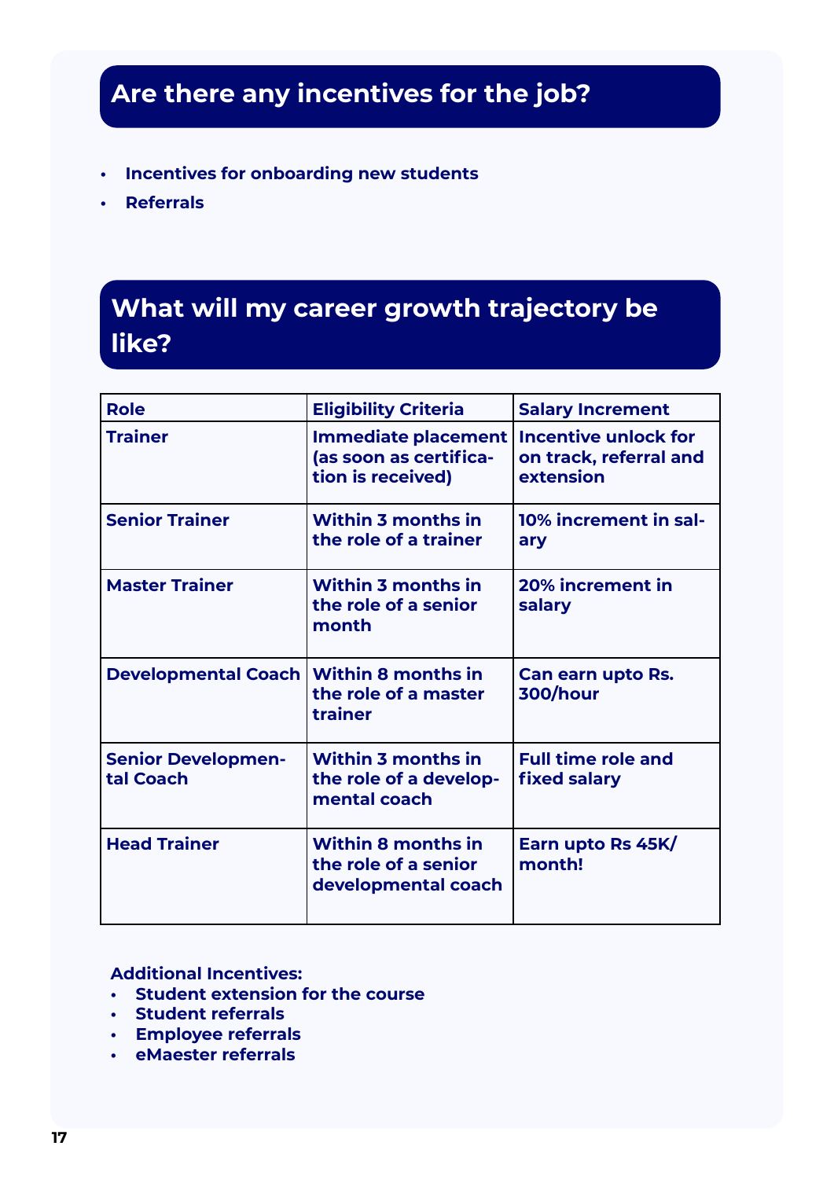## Are there any incentives for the job?

- **Incentives for onboarding new students**
- **Referrals**

## What will my career growth trajectory be like?

| Role | Eligibility Criteria | Salary Increment |
|---|---|---|
| Trainer | Immediate placement (as soon as certification is received) | Incentive unlock for on track, referral and extension |
| Senior Trainer | Within 3 months in the role of a trainer | 10% increment in salary |
| Master Trainer | Within 3 months in the role of a senior month | 20% increment in salary |
| Developmental Coach | Within 8 months in the role of a master trainer | Can earn upto Rs. 300/hour |
| Senior Developmental Coach | Within 3 months in the role of a developmental coach | Full time role and fixed salary |
| Head Trainer | Within 8 months in the role of a senior developmental coach | Earn upto Rs 45K/ month! |

**Additional Incentives:**

- **Student extension for the course**
- **Student referrals**
- **Employee referrals**
- **eMaester referrals**